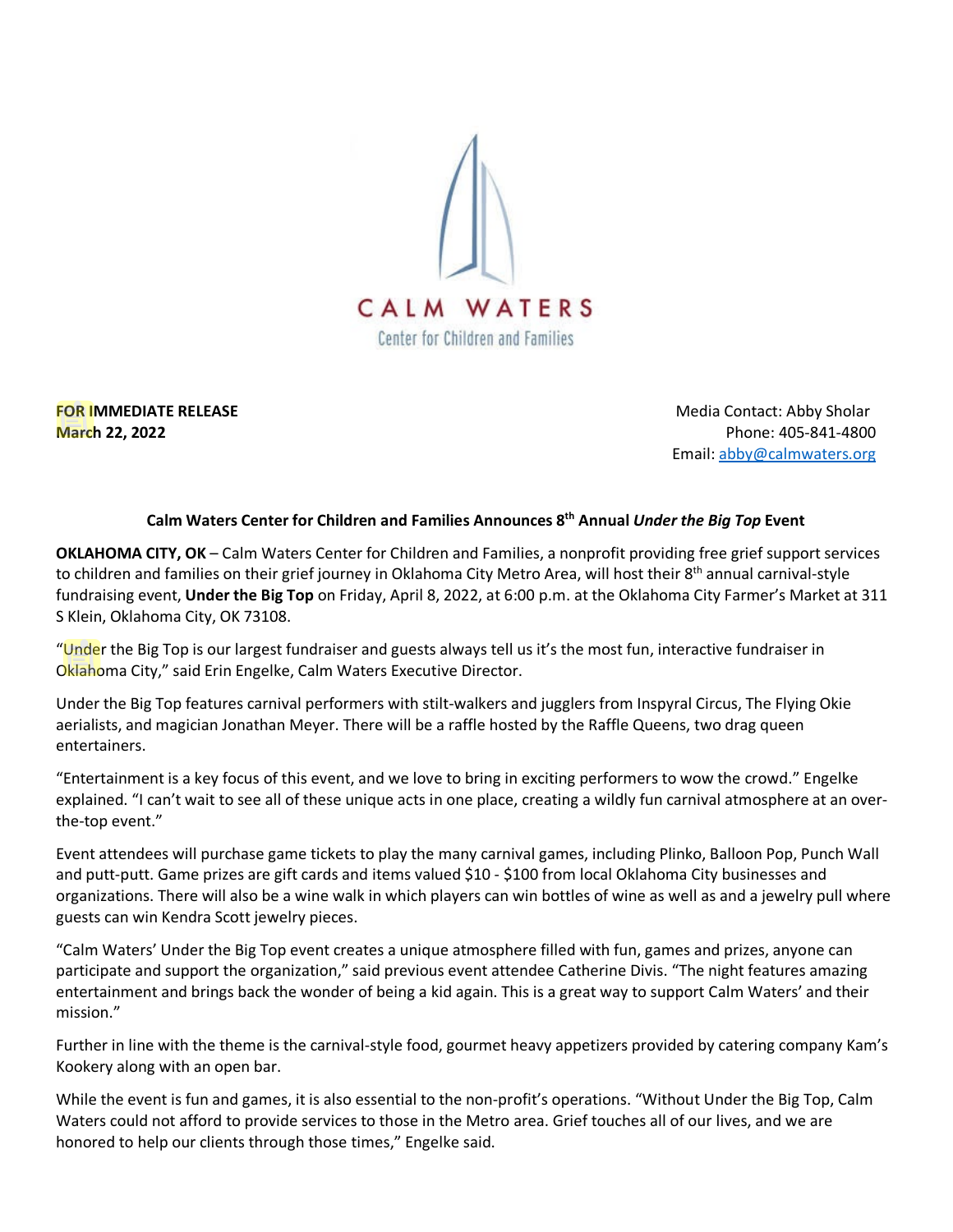CALM WATERS

Center for Children and Families

**FOR IMMEDIATE RELEASE**
**March 22, 2022**

Media Contact: Abby Sholar
Phone: 405-841-4800
Email: abby@calmwaters.org

**Calm Waters Center for Children and Families Announces 8th Annual *Under the Big Top* Event**

**OKLAHOMA CITY, OK** – Calm Waters Center for Children and Families, a nonprofit providing free grief support services to children and families on their grief journey in Oklahoma City Metro Area, will host their 8th annual carnival-style fundraising event, **Under the Big Top** on Friday, April 8, 2022, at 6:00 p.m. at the Oklahoma City Farmer's Market at 311 S Klein, Oklahoma City, OK 73108.

"Under the Big Top is our largest fundraiser and guests always tell us it's the most fun, interactive fundraiser in Oklahoma City," said Erin Engelke, Calm Waters Executive Director.

Under the Big Top features carnival performers with stilt-walkers and jugglers from Inspyral Circus, The Flying Okie aerialists, and magician Jonathan Meyer. There will be a raffle hosted by the Raffle Queens, two drag queen entertainers.

"Entertainment is a key focus of this event, and we love to bring in exciting performers to wow the crowd." Engelke explained. "I can't wait to see all of these unique acts in one place, creating a wildly fun carnival atmosphere at an over-the-top event."

Event attendees will purchase game tickets to play the many carnival games, including Plinko, Balloon Pop, Punch Wall and putt-putt. Game prizes are gift cards and items valued $10 - $100 from local Oklahoma City businesses and organizations. There will also be a wine walk in which players can win bottles of wine as well as and a jewelry pull where guests can win Kendra Scott jewelry pieces.

"Calm Waters' Under the Big Top event creates a unique atmosphere filled with fun, games and prizes, anyone can participate and support the organization," said previous event attendee Catherine Divis. "The night features amazing entertainment and brings back the wonder of being a kid again. This is a great way to support Calm Waters' and their mission."

Further in line with the theme is the carnival-style food, gourmet heavy appetizers provided by catering company Kam's Kookery along with an open bar.

While the event is fun and games, it is also essential to the non-profit's operations. "Without Under the Big Top, Calm Waters could not afford to provide services to those in the Metro area. Grief touches all of our lives, and we are honored to help our clients through those times," Engelke said.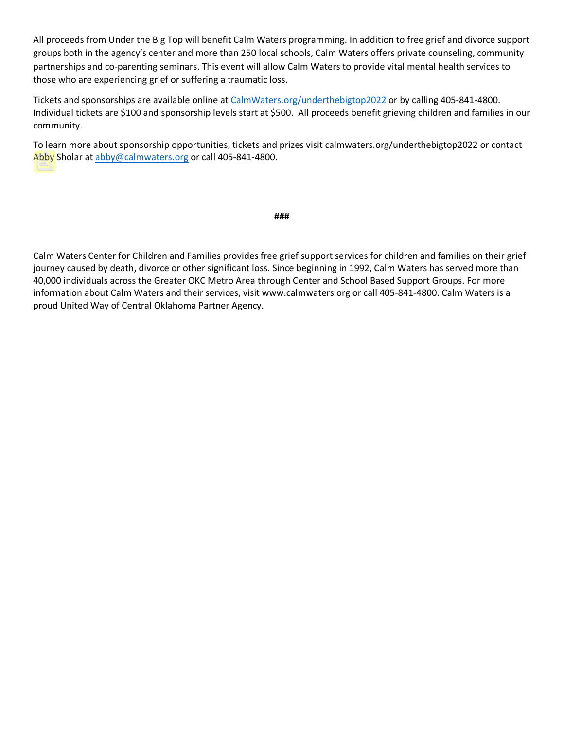All proceeds from Under the Big Top will benefit Calm Waters programming. In addition to free grief and divorce support groups both in the agency's center and more than 250 local schools, Calm Waters offers private counseling, community partnerships and co-parenting seminars. This event will allow Calm Waters to provide vital mental health services to those who are experiencing grief or suffering a traumatic loss.

Tickets and sponsorships are available online at [CalmWaters.org/underthebigtop2022](CalmWaters.org/underthebigtop2022) or by calling 405-841-4800. Individual tickets are $100 and sponsorship levels start at $500. All proceeds benefit grieving children and families in our community.

To learn more about sponsorship opportunities, tickets and prizes visit calmwaters.org/underthebigtop2022 or contact Abby Sholar at [abby@calmwaters.org](mailto:abby@calmwaters.org) or call 405-841-4800.

**###**

Calm Waters Center for Children and Families provides free grief support services for children and families on their grief journey caused by death, divorce or other significant loss. Since beginning in 1992, Calm Waters has served more than 40,000 individuals across the Greater OKC Metro Area through Center and School Based Support Groups. For more information about Calm Waters and their services, visit www.calmwaters.org or call 405-841-4800. Calm Waters is a proud United Way of Central Oklahoma Partner Agency.